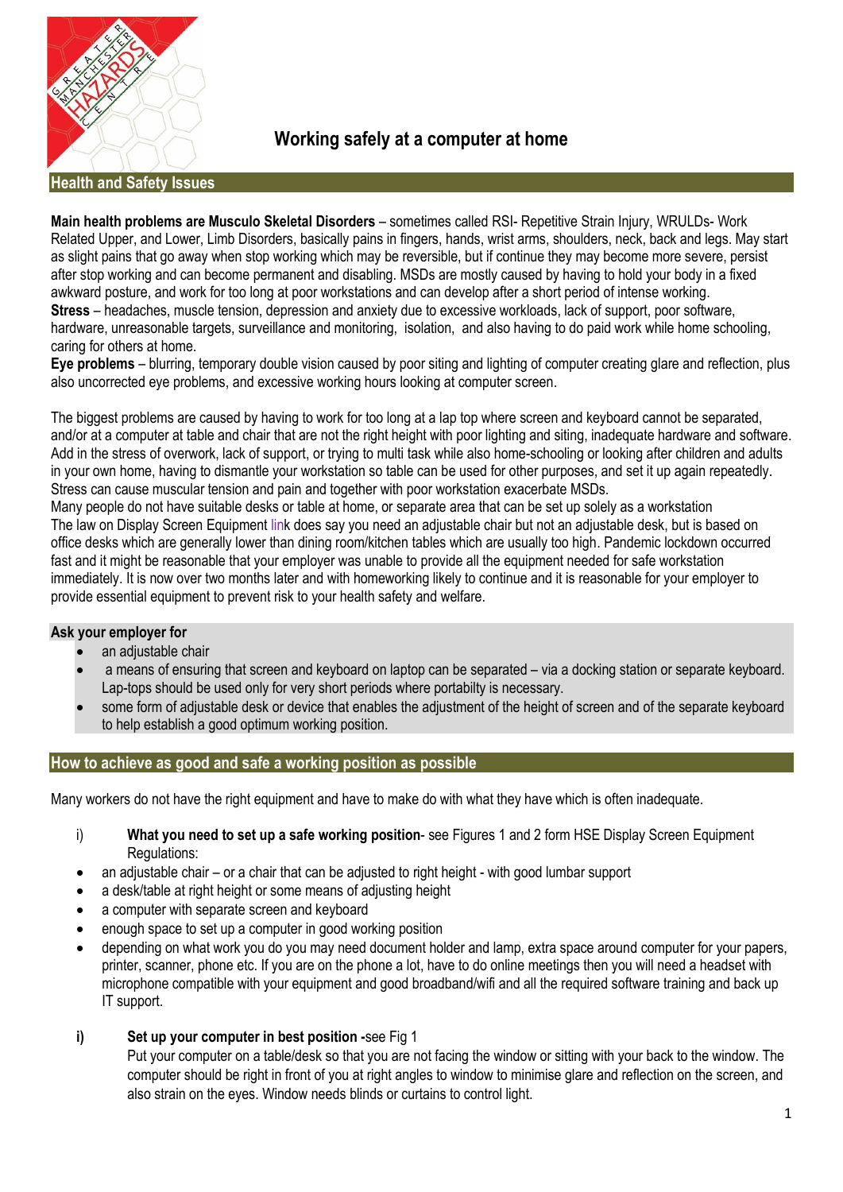# Working safely at a computer at home

## Health and Safety Issues

**Main health problems are Musculo Skeletal Disorders** – sometimes called RSI- Repetitive Strain Injury, WRULDs- Work Related Upper, and Lower, Limb Disorders, basically pains in fingers, hands, wrist arms, shoulders, neck, back and legs. May start as slight pains that go away when stop working which may be reversible, but if continue they may become more severe, persist after stop working and can become permanent and disabling. MSDs are mostly caused by having to hold your body in a fixed awkward posture, and work for too long at poor workstations and can develop after a short period of intense working.
**Stress** – headaches, muscle tension, depression and anxiety due to excessive workloads, lack of support, poor software, hardware, unreasonable targets, surveillance and monitoring, isolation, and also having to do paid work while home schooling, caring for others at home.
**Eye problems** – blurring, temporary double vision caused by poor siting and lighting of computer creating glare and reflection, plus also uncorrected eye problems, and excessive working hours looking at computer screen.

The biggest problems are caused by having to work for too long at a lap top where screen and keyboard cannot be separated, and/or at a computer at table and chair that are not the right height with poor lighting and siting, inadequate hardware and software. Add in the stress of overwork, lack of support, or trying to multi task while also home-schooling or looking after children and adults in your own home, having to dismantle your workstation so table can be used for other purposes, and set it up again repeatedly. Stress can cause muscular tension and pain and together with poor workstation exacerbate MSDs.
Many people do not have suitable desks or table at home, or separate area that can be set up solely as a workstation
The law on Display Screen Equipment link does say you need an adjustable chair but not an adjustable desk, but is based on office desks which are generally lower than dining room/kitchen tables which are usually too high. Pandemic lockdown occurred fast and it might be reasonable that your employer was unable to provide all the equipment needed for safe workstation immediately. It is now over two months later and with homeworking likely to continue and it is reasonable for your employer to provide essential equipment to prevent risk to your health safety and welfare.

**Ask your employer for**

- an adjustable chair
- a means of ensuring that screen and keyboard on laptop can be separated – via a docking station or separate keyboard. Lap-tops should be used only for very short periods where portabilty is necessary.
- some form of adjustable desk or device that enables the adjustment of the height of screen and of the separate keyboard to help establish a good optimum working position.

## How to achieve as good and safe a working position as possible

Many workers do not have the right equipment and have to make do with what they have which is often inadequate.

i) **What you need to set up a safe working position**- see Figures 1 and 2 form HSE Display Screen Equipment Regulations:

- an adjustable chair – or a chair that can be adjusted to right height - with good lumbar support
- a desk/table at right height or some means of adjusting height
- a computer with separate screen and keyboard
- enough space to set up a computer in good working position
- depending on what work you do you may need document holder and lamp, extra space around computer for your papers, printer, scanner, phone etc. If you are on the phone a lot, have to do online meetings then you will need a headset with microphone compatible with your equipment and good broadband/wifi and all the required software training and back up IT support.

**i)** **Set up your computer in best position -**see Fig 1
Put your computer on a table/desk so that you are not facing the window or sitting with your back to the window. The computer should be right in front of you at right angles to window to minimise glare and reflection on the screen, and also strain on the eyes. Window needs blinds or curtains to control light.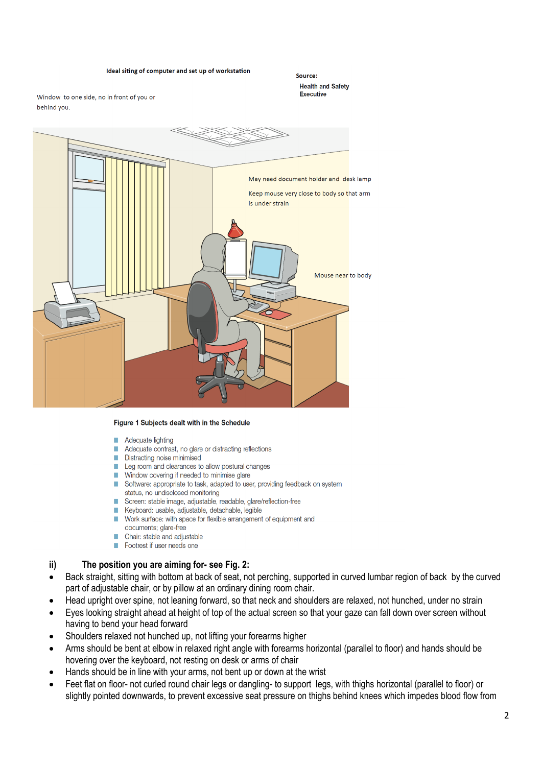**Ideal siting of computer and set up of workstation**

**Source:**
**Health and Safety Executive**

Window to one side, no in front of you or behind you.

May need document holder and desk lamp

Keep mouse very close to body so that arm is under strain

Mouse near to body

**Figure 1 Subjects dealt with in the Schedule**

- Adequate lighting
- Adequate contrast, no glare or distracting reflections
- Distracting noise minimised
- Leg room and clearances to allow postural changes
- Window covering if needed to minimise glare
- Software: appropriate to task, adapted to user, providing feedback on system status, no undisclosed monitoring
- Screen: stable image, adjustable, readable, glare/reflection-free
- Keyboard: usable, adjustable, detachable, legible
- Work surface: with space for flexible arrangement of equipment and documents; glare-free
- Chair: stable and adjustable
- Footrest if user needs one

### ii) The position you are aiming for- see Fig. 2:

- Back straight, sitting with bottom at back of seat, not perching, supported in curved lumbar region of back by the curved part of adjustable chair, or by pillow at an ordinary dining room chair.
- Head upright over spine, not leaning forward, so that neck and shoulders are relaxed, not hunched, under no strain
- Eyes looking straight ahead at height of top of the actual screen so that your gaze can fall down over screen without having to bend your head forward
- Shoulders relaxed not hunched up, not lifting your forearms higher
- Arms should be bent at elbow in relaxed right angle with forearms horizontal (parallel to floor) and hands should be hovering over the keyboard, not resting on desk or arms of chair
- Hands should be in line with your arms, not bent up or down at the wrist
- Feet flat on floor- not curled round chair legs or dangling- to support legs, with thighs horizontal (parallel to floor) or slightly pointed downwards, to prevent excessive seat pressure on thighs behind knees which impedes blood flow from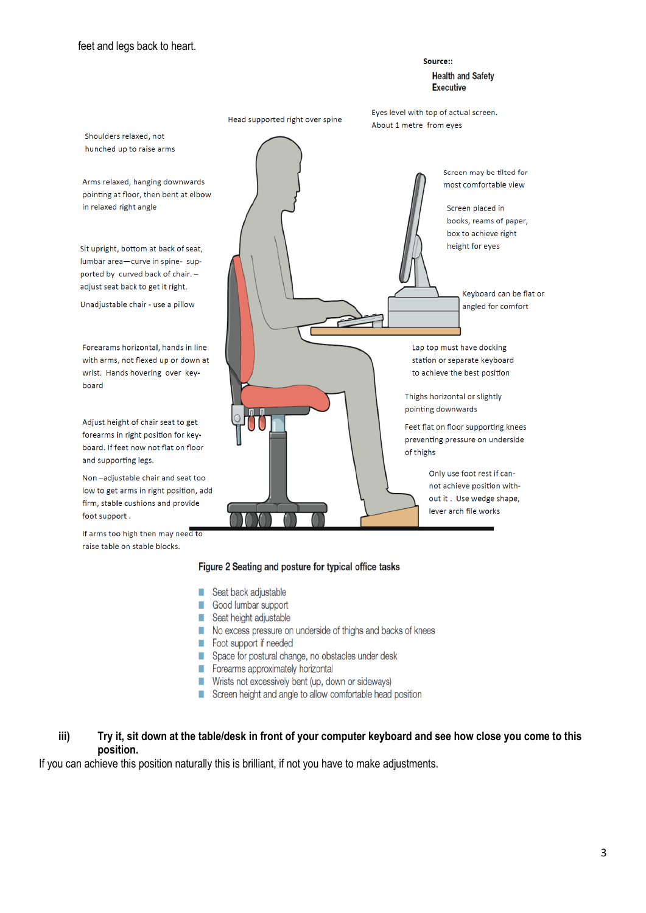feet and legs back to heart.

Source::

Health and Safety Executive

Head supported right over spine

Eyes level with top of actual screen. About 1 metre from eyes

Shoulders relaxed, not hunched up to raise arms

Screen may be tilted for most comfortable view

Arms relaxed, hanging downwards pointing at floor, then bent at elbow in relaxed right angle

Screen placed in books, reams of paper, box to achieve right height for eyes

Sit upright, bottom at back of seat, lumbar area—curve in spine- supported by curved back of chair. – adjust seat back to get it right.

Unadjustable chair - use a pillow

Keyboard can be flat or angled for comfort

Forearms horizontal, hands in line with arms, not flexed up or down at wrist. Hands hovering over keyboard

Lap top must have docking station or separate keyboard to achieve the best position

Thighs horizontal or slightly pointing downwards

Adjust height of chair seat to get forearms in right position for keyboard. If feet now not flat on floor and supporting legs.

Feet flat on floor supporting knees preventing pressure on underside of thighs

Non –adjustable chair and seat too low to get arms in right position, add firm, stable cushions and provide foot support .

Only use foot rest if cannot achieve position without it . Use wedge shape, lever arch file works

If arms too high then may need to raise table on stable blocks.

**Figure 2 Seating and posture for typical office tasks**

- Seat back adjustable
- Good lumbar support
- Seat height adjustable
- No excess pressure on underside of thighs and backs of knees
- Foot support if needed
- Space for postural change, no obstacles under desk
- Forearms approximately horizontal
- Wrists not excessively bent (up, down or sideways)
- Screen height and angle to allow comfortable head position

**iii) Try it, sit down at the table/desk in front of your computer keyboard and see how close you come to this position.**

If you can achieve this position naturally this is brilliant, if not you have to make adjustments.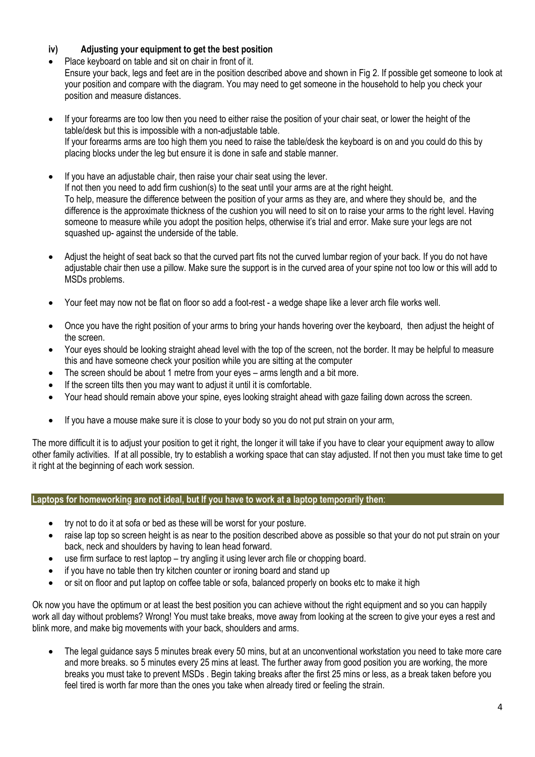### iv) Adjusting your equipment to get the best position

- Place keyboard on table and sit on chair in front of it.
  Ensure your back, legs and feet are in the position described above and shown in Fig 2. If possible get someone to look at your position and compare with the diagram. You may need to get someone in the household to help you check your position and measure distances.

- If your forearms are too low then you need to either raise the position of your chair seat, or lower the height of the table/desk but this is impossible with a non-adjustable table.
  If your forearms arms are too high them you need to raise the table/desk the keyboard is on and you could do this by placing blocks under the leg but ensure it is done in safe and stable manner.

- If you have an adjustable chair, then raise your chair seat using the lever.
  If not then you need to add firm cushion(s) to the seat until your arms are at the right height.
  To help, measure the difference between the position of your arms as they are, and where they should be, and the difference is the approximate thickness of the cushion you will need to sit on to raise your arms to the right level. Having someone to measure while you adopt the position helps, otherwise it's trial and error. Make sure your legs are not squashed up- against the underside of the table.

- Adjust the height of seat back so that the curved part fits not the curved lumbar region of your back. If you do not have adjustable chair then use a pillow. Make sure the support is in the curved area of your spine not too low or this will add to MSDs problems.

- Your feet may now not be flat on floor so add a foot-rest - a wedge shape like a lever arch file works well.

- Once you have the right position of your arms to bring your hands hovering over the keyboard, then adjust the height of the screen.
- Your eyes should be looking straight ahead level with the top of the screen, not the border. It may be helpful to measure this and have someone check your position while you are sitting at the computer
- The screen should be about 1 metre from your eyes – arms length and a bit more.
- If the screen tilts then you may want to adjust it until it is comfortable.
- Your head should remain above your spine, eyes looking straight ahead with gaze failing down across the screen.

- If you have a mouse make sure it is close to your body so you do not put strain on your arm,

The more difficult it is to adjust your position to get it right, the longer it will take if you have to clear your equipment away to allow other family activities. If at all possible, try to establish a working space that can stay adjusted. If not then you must take time to get it right at the beginning of each work session.

**Laptops for homeworking are not ideal, but If you have to work at a laptop temporarily then**:

- try not to do it at sofa or bed as these will be worst for your posture.
- raise lap top so screen height is as near to the position described above as possible so that your do not put strain on your back, neck and shoulders by having to lean head forward.
- use firm surface to rest laptop – try angling it using lever arch file or chopping board.
- if you have no table then try kitchen counter or ironing board and stand up
- or sit on floor and put laptop on coffee table or sofa, balanced properly on books etc to make it high

Ok now you have the optimum or at least the best position you can achieve without the right equipment and so you can happily work all day without problems? Wrong! You must take breaks, move away from looking at the screen to give your eyes a rest and blink more, and make big movements with your back, shoulders and arms.

- The legal guidance says 5 minutes break every 50 mins, but at an unconventional workstation you need to take more care and more breaks. so 5 minutes every 25 mins at least. The further away from good position you are working, the more breaks you must take to prevent MSDs . Begin taking breaks after the first 25 mins or less, as a break taken before you feel tired is worth far more than the ones you take when already tired or feeling the strain.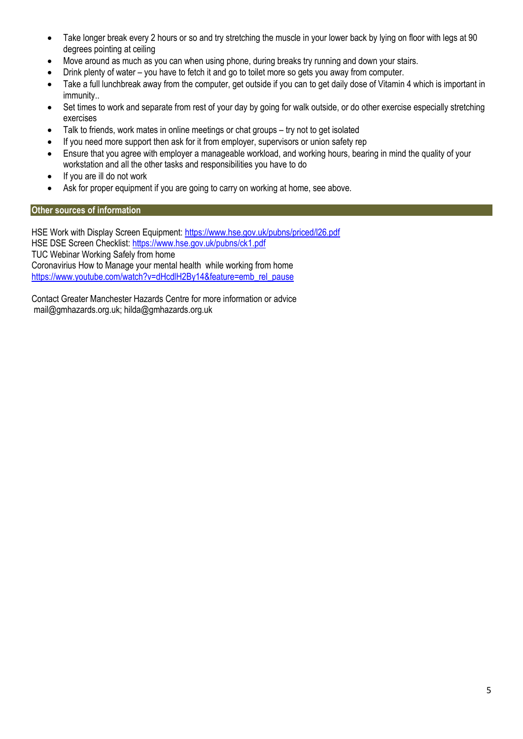- Take longer break every 2 hours or so and try stretching the muscle in your lower back by lying on floor with legs at 90 degrees pointing at ceiling
- Move around as much as you can when using phone, during breaks try running and down your stairs.
- Drink plenty of water – you have to fetch it and go to toilet more so gets you away from computer.
- Take a full lunchbreak away from the computer, get outside if you can to get daily dose of Vitamin 4 which is important in immunity..
- Set times to work and separate from rest of your day by going for walk outside, or do other exercise especially stretching exercises
- Talk to friends, work mates in online meetings or chat groups – try not to get isolated
- If you need more support then ask for it from employer, supervisors or union safety rep
- Ensure that you agree with employer a manageable workload, and working hours, bearing in mind the quality of your workstation and all the other tasks and responsibilities you have to do
- If you are ill do not work
- Ask for proper equipment if you are going to carry on working at home, see above.

## Other sources of information

HSE Work with Display Screen Equipment: https://www.hse.gov.uk/pubns/priced/l26.pdf
HSE DSE Screen Checklist: https://www.hse.gov.uk/pubns/ck1.pdf
TUC Webinar Working Safely from home
Coronavirius How to Manage your mental health while working from home
https://www.youtube.com/watch?v=dHcdlH2By14&feature=emb_rel_pause

Contact Greater Manchester Hazards Centre for more information or advice
mail@gmhazards.org.uk; hilda@gmhazards.org.uk